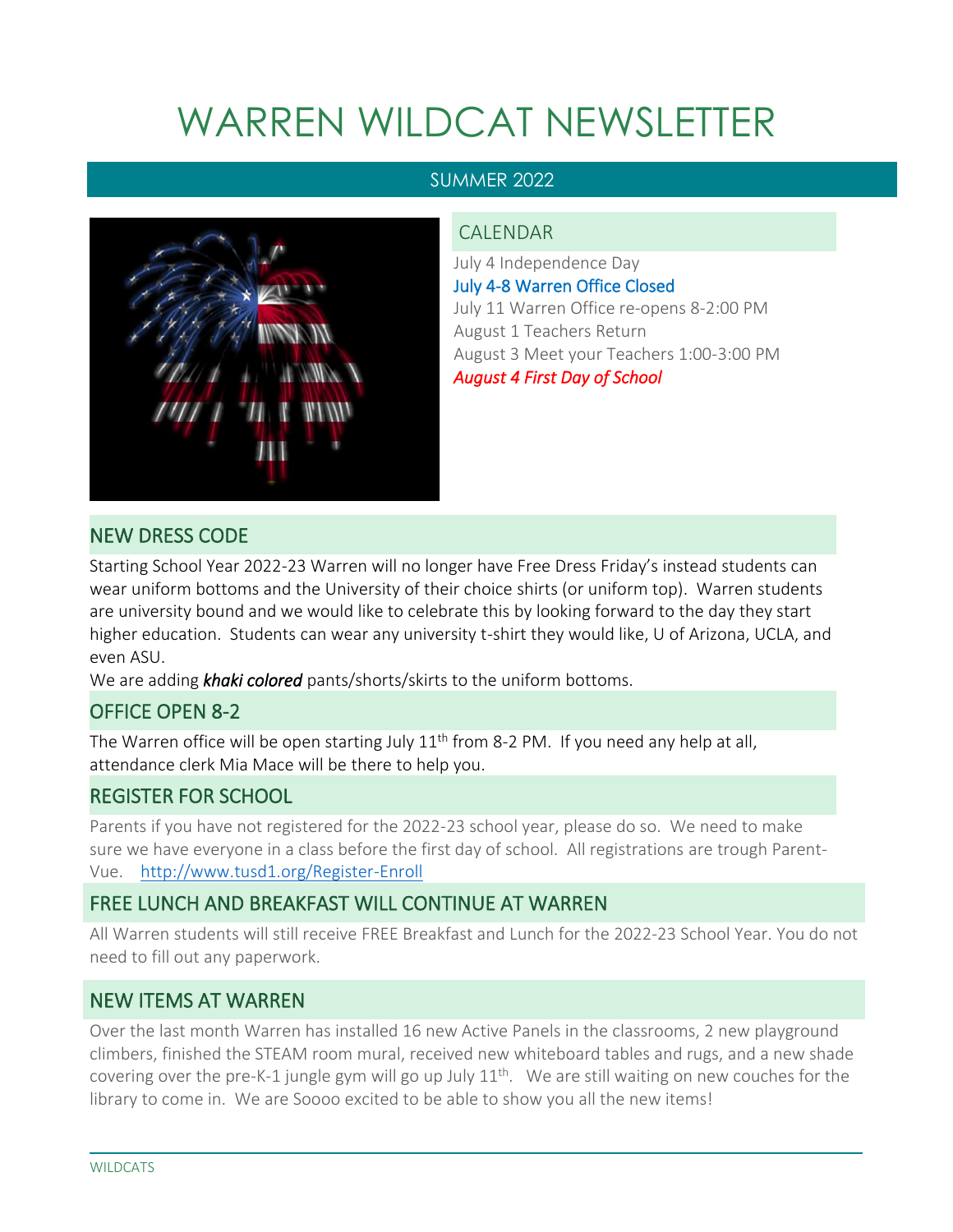# WARREN WILDCAT NEWSLETTER

SUMMER 2022

## CALENDAR

July 4 Independence Day

July 4-8 Warren Office Closed

July 11 Warren Office re-opens 8-2:00 PM

August 1 Teachers Return

August 3 Meet your Teachers 1:00-3:00 PM

*August 4 First Day of School*

## NEW DRESS CODE

Starting School Year 2022-23 Warren will no longer have Free Dress Friday's instead students can wear uniform bottoms and the University of their choice shirts (or uniform top). Warren students are university bound and we would like to celebrate this by looking forward to the day they start higher education. Students can wear any university t-shirt they would like, U of Arizona, UCLA, and even ASU.

We are adding ***khaki colored*** pants/shorts/skirts to the uniform bottoms.

## OFFICE OPEN 8-2

The Warren office will be open starting July 11th from 8-2 PM. If you need any help at all, attendance clerk Mia Mace will be there to help you.

## REGISTER FOR SCHOOL

Parents if you have not registered for the 2022-23 school year, please do so. We need to make sure we have everyone in a class before the first day of school. All registrations are trough Parent-Vue. http://www.tusd1.org/Register-Enroll

## FREE LUNCH AND BREAKFAST WILL CONTINUE AT WARREN

All Warren students will still receive FREE Breakfast and Lunch for the 2022-23 School Year. You do not need to fill out any paperwork.

## NEW ITEMS AT WARREN

Over the last month Warren has installed 16 new Active Panels in the classrooms, 2 new playground climbers, finished the STEAM room mural, received new whiteboard tables and rugs, and a new shade covering over the pre-K-1 jungle gym will go up July 11th. We are still waiting on new couches for the library to come in. We are Soooo excited to be able to show you all the new items!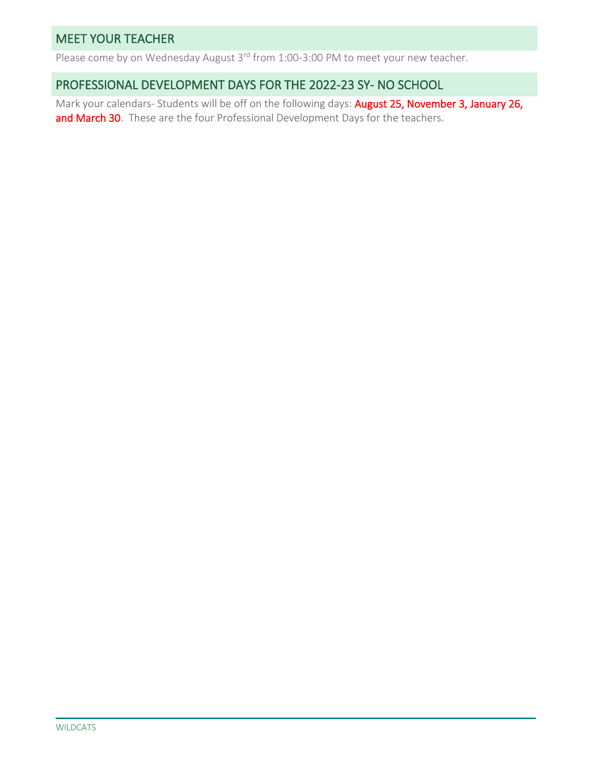## MEET YOUR TEACHER

Please come by on Wednesday August 3rd from 1:00-3:00 PM to meet your new teacher.

## PROFESSIONAL DEVELOPMENT DAYS FOR THE 2022-23 SY- NO SCHOOL

Mark your calendars- Students will be off on the following days: **August 25, November 3, January 26, and March 30**. These are the four Professional Development Days for the teachers.